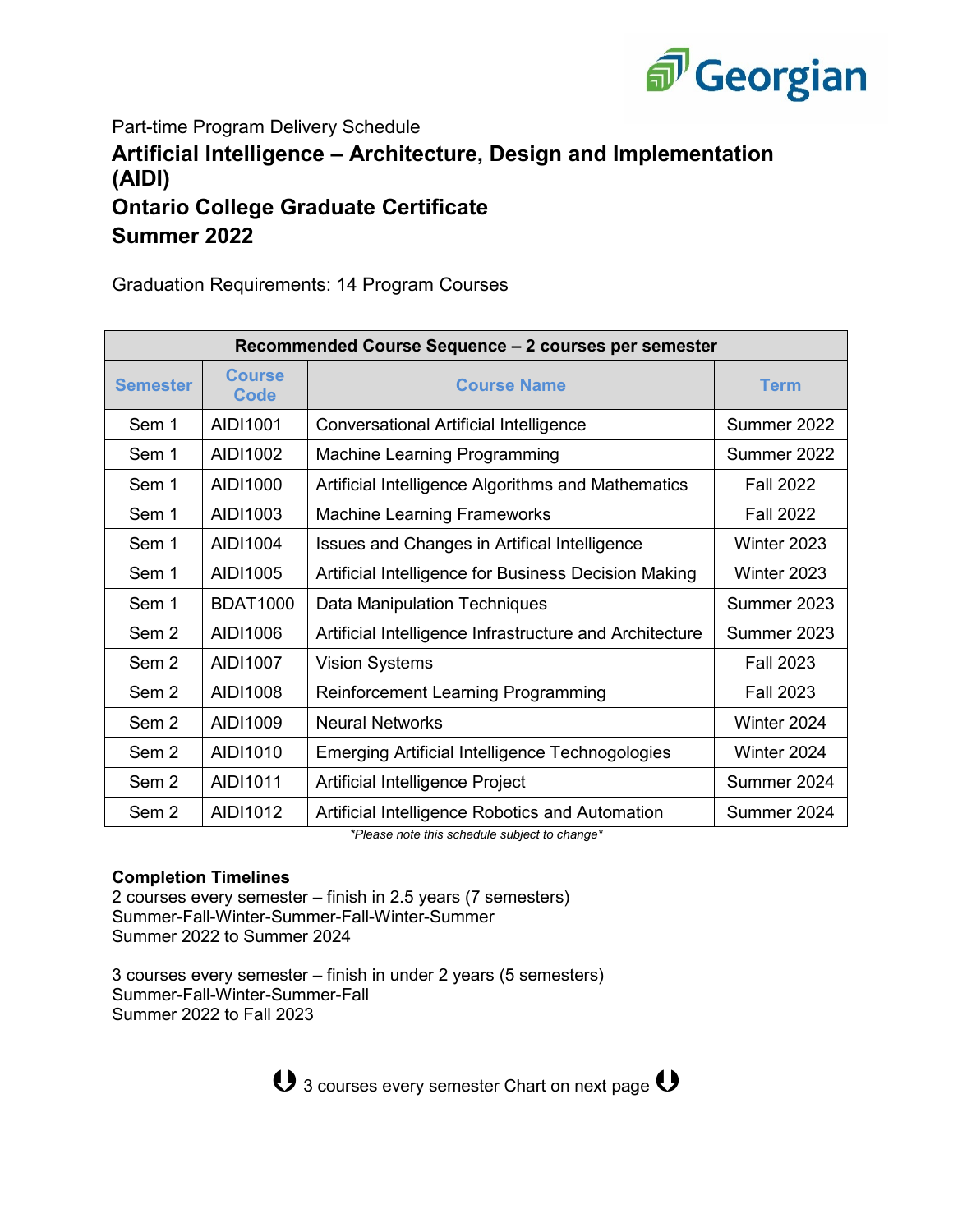Part-time Program Delivery Schedule

# Artificial Intelligence – Architecture, Design and Implementation (AIDI)
# Ontario College Graduate Certificate
# Summer 2022

Graduation Requirements: 14 Program Courses

| Recommended Course Sequence – 2 courses per semester | | | |
|---|---|---|---|
| **Semester** | **Course Code** | **Course Name** | **Term** |
| Sem 1 | AIDI1001 | Conversational Artificial Intelligence | Summer 2022 |
| Sem 1 | AIDI1002 | Machine Learning Programming | Summer 2022 |
| Sem 1 | AIDI1000 | Artificial Intelligence Algorithms and Mathematics | Fall 2022 |
| Sem 1 | AIDI1003 | Machine Learning Frameworks | Fall 2022 |
| Sem 1 | AIDI1004 | Issues and Changes in Artifical Intelligence | Winter 2023 |
| Sem 1 | AIDI1005 | Artificial Intelligence for Business Decision Making | Winter 2023 |
| Sem 1 | BDAT1000 | Data Manipulation Techniques | Summer 2023 |
| Sem 2 | AIDI1006 | Artificial Intelligence Infrastructure and Architecture | Summer 2023 |
| Sem 2 | AIDI1007 | Vision Systems | Fall 2023 |
| Sem 2 | AIDI1008 | Reinforcement Learning Programming | Fall 2023 |
| Sem 2 | AIDI1009 | Neural Networks | Winter 2024 |
| Sem 2 | AIDI1010 | Emerging Artificial Intelligence Technogologies | Winter 2024 |
| Sem 2 | AIDI1011 | Artificial Intelligence Project | Summer 2024 |
| Sem 2 | AIDI1012 | Artificial Intelligence Robotics and Automation | Summer 2024 |

*\*Please note this schedule subject to change\**

**Completion Timelines**

2 courses every semester – finish in 2.5 years (7 semesters)
Summer-Fall-Winter-Summer-Fall-Winter-Summer
Summer 2022 to Summer 2024

3 courses every semester – finish in under 2 years (5 semesters)
Summer-Fall-Winter-Summer-Fall
Summer 2022 to Fall 2023

3 courses every semester Chart on next page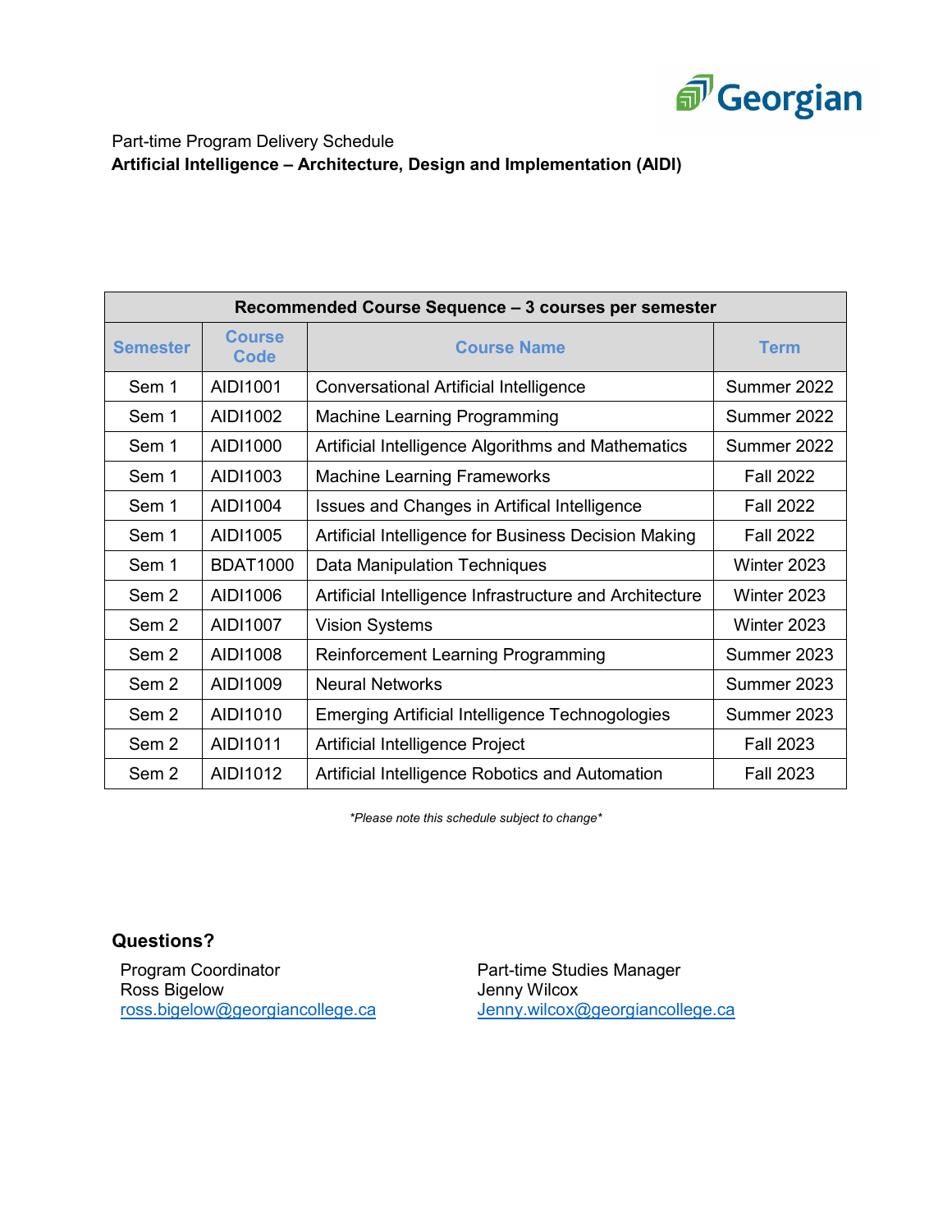Part-time Program Delivery Schedule

**Artificial Intelligence – Architecture, Design and Implementation (AIDI)**

| Recommended Course Sequence – 3 courses per semester | | | |
|---|---|---|---|
| **Semester** | **Course Code** | **Course Name** | **Term** |
| Sem 1 | AIDI1001 | Conversational Artificial Intelligence | Summer 2022 |
| Sem 1 | AIDI1002 | Machine Learning Programming | Summer 2022 |
| Sem 1 | AIDI1000 | Artificial Intelligence Algorithms and Mathematics | Summer 2022 |
| Sem 1 | AIDI1003 | Machine Learning Frameworks | Fall 2022 |
| Sem 1 | AIDI1004 | Issues and Changes in Artifical Intelligence | Fall 2022 |
| Sem 1 | AIDI1005 | Artificial Intelligence for Business Decision Making | Fall 2022 |
| Sem 1 | BDAT1000 | Data Manipulation Techniques | Winter 2023 |
| Sem 2 | AIDI1006 | Artificial Intelligence Infrastructure and Architecture | Winter 2023 |
| Sem 2 | AIDI1007 | Vision Systems | Winter 2023 |
| Sem 2 | AIDI1008 | Reinforcement Learning Programming | Summer 2023 |
| Sem 2 | AIDI1009 | Neural Networks | Summer 2023 |
| Sem 2 | AIDI1010 | Emerging Artificial Intelligence Technogologies | Summer 2023 |
| Sem 2 | AIDI1011 | Artificial Intelligence Project | Fall 2023 |
| Sem 2 | AIDI1012 | Artificial Intelligence Robotics and Automation | Fall 2023 |

*\*Please note this schedule subject to change\**

## Questions?

Program Coordinator
Ross Bigelow
ross.bigelow@georgiancollege.ca

Part-time Studies Manager
Jenny Wilcox
Jenny.wilcox@georgiancollege.ca